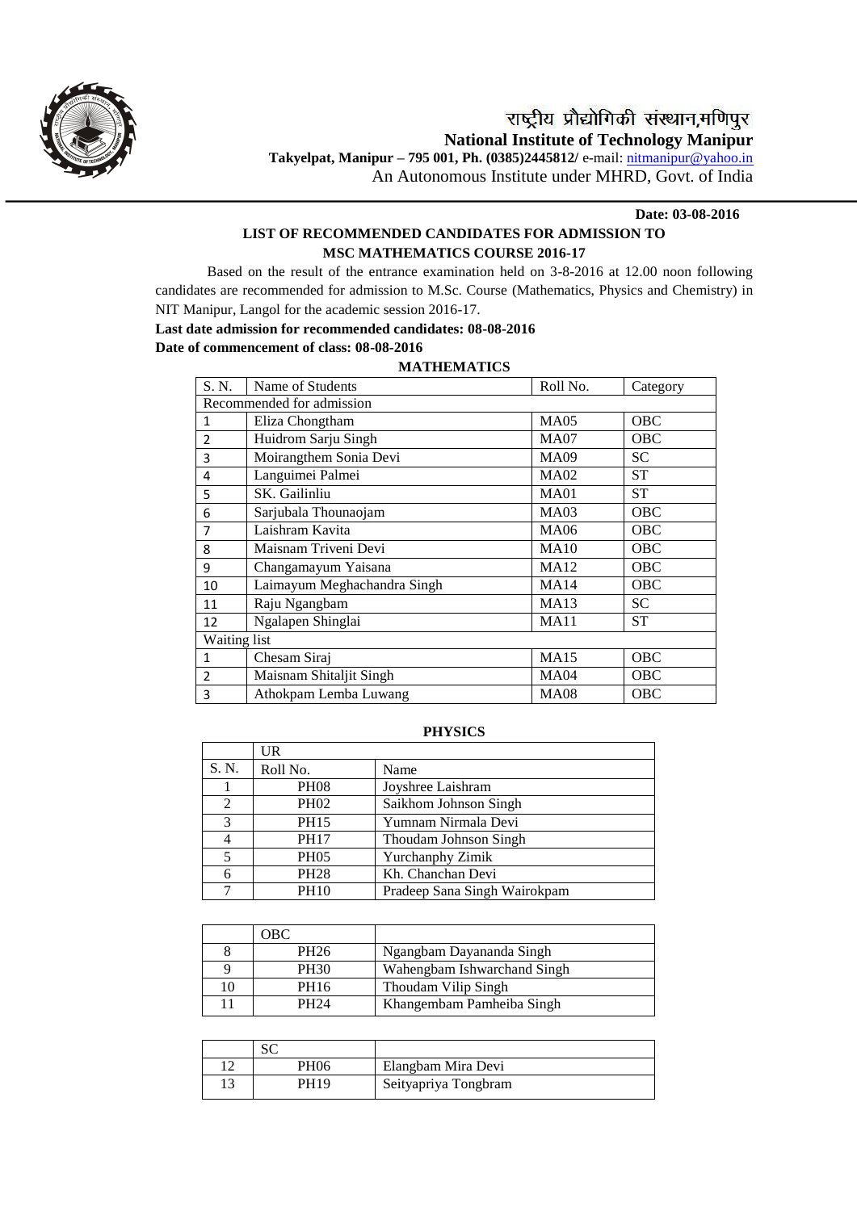राष्ट्रीय प्रौद्योगिकी संस्थान,मणिपुर

**National Institute of Technology Manipur**

**Takyelpat, Manipur – 795 001, Ph. (0385)2445812/** e-mail: nitmanipur@yahoo.in

An Autonomous Institute under MHRD, Govt. of India

**Date: 03-08-2016**

## LIST OF RECOMMENDED CANDIDATES FOR ADMISSION TO MSC MATHEMATICS COURSE 2016-17

Based on the result of the entrance examination held on 3-8-2016 at 12.00 noon following candidates are recommended for admission to M.Sc. Course (Mathematics, Physics and Chemistry) in NIT Manipur, Langol for the academic session 2016-17.

**Last date admission for recommended candidates: 08-08-2016**

**Date of commencement of class: 08-08-2016**

### MATHEMATICS

| S. N. | Name of Students | Roll No. | Category |
|---|---|---|---|
| Recommended for admission | | | |
| 1 | Eliza Chongtham | MA05 | OBC |
| 2 | Huidrom Sarju Singh | MA07 | OBC |
| 3 | Moirangthem Sonia Devi | MA09 | SC |
| 4 | Languimei Palmei | MA02 | ST |
| 5 | SK. Gailinliu | MA01 | ST |
| 6 | Sarjubala Thounaojam | MA03 | OBC |
| 7 | Laishram Kavita | MA06 | OBC |
| 8 | Maisnam Triveni Devi | MA10 | OBC |
| 9 | Changamayum Yaisana | MA12 | OBC |
| 10 | Laimayum Meghachandra Singh | MA14 | OBC |
| 11 | Raju Ngangbam | MA13 | SC |
| 12 | Ngalapen Shinglai | MA11 | ST |
| Waiting list | | | |
| 1 | Chesam Siraj | MA15 | OBC |
| 2 | Maisnam Shitaljit Singh | MA04 | OBC |
| 3 | Athokpam Lemba Luwang | MA08 | OBC |

### PHYSICS

| | UR | |
|---|---|---|
| S. N. | Roll No. | Name |
| 1 | PH08 | Joyshree Laishram |
| 2 | PH02 | Saikhom Johnson Singh |
| 3 | PH15 | Yumnam Nirmala Devi |
| 4 | PH17 | Thoudam Johnson Singh |
| 5 | PH05 | Yurchanphy Zimik |
| 6 | PH28 | Kh. Chanchan Devi |
| 7 | PH10 | Pradeep Sana Singh Wairokpam |

| | OBC | |
|---|---|---|
| 8 | PH26 | Ngangbam Dayananda Singh |
| 9 | PH30 | Wahengbam Ishwarchand Singh |
| 10 | PH16 | Thoudam Vilip Singh |
| 11 | PH24 | Khangembam Pamheiba Singh |

| | SC | |
|---|---|---|
| 12 | PH06 | Elangbam Mira Devi |
| 13 | PH19 | Seityapriya Tongbram |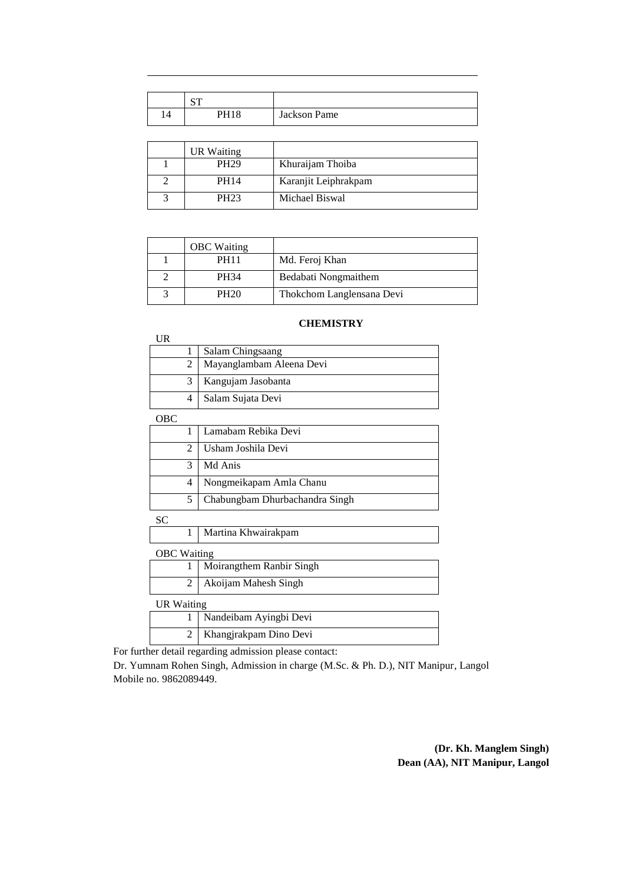---

| | ST | |
|---|---|---|
| 14 | PH18 | Jackson Pame |

| | UR Waiting | |
|---|---|---|
| 1 | PH29 | Khuraijam Thoiba |
| 2 | PH14 | Karanjit Leiphrakpam |
| 3 | PH23 | Michael Biswal |

| | OBC Waiting | |
|---|---|---|
| 1 | PH11 | Md. Feroj Khan |
| 2 | PH34 | Bedabati Nongmaithem |
| 3 | PH20 | Thokchom Langlensana Devi |

**CHEMISTRY**

UR

| | |
|---|---|
| 1 | Salam Chingsaang |
| 2 | Mayanglambam Aleena Devi |
| 3 | Kangujam Jasobanta |
| 4 | Salam Sujata Devi |

OBC

| | |
|---|---|
| 1 | Lamabam Rebika Devi |
| 2 | Usham Joshila Devi |
| 3 | Md Anis |
| 4 | Nongmeikapam Amla Chanu |
| 5 | Chabungbam Dhurbachandra Singh |

SC

| | |
|---|---|
| 1 | Martina Khwairakpam |

OBC Waiting

| | |
|---|---|
| 1 | Moirangthem Ranbir Singh |
| 2 | Akoijam Mahesh Singh |

UR Waiting

| | |
|---|---|
| 1 | Nandeibam Ayingbi Devi |
| 2 | Khangjrakpam Dino Devi |

For further detail regarding admission please contact:
Dr. Yumnam Rohen Singh, Admission in charge (M.Sc. & Ph. D.), NIT Manipur, Langol
Mobile no. 9862089449.

**(Dr. Kh. Manglem Singh)**
**Dean (AA), NIT Manipur, Langol**